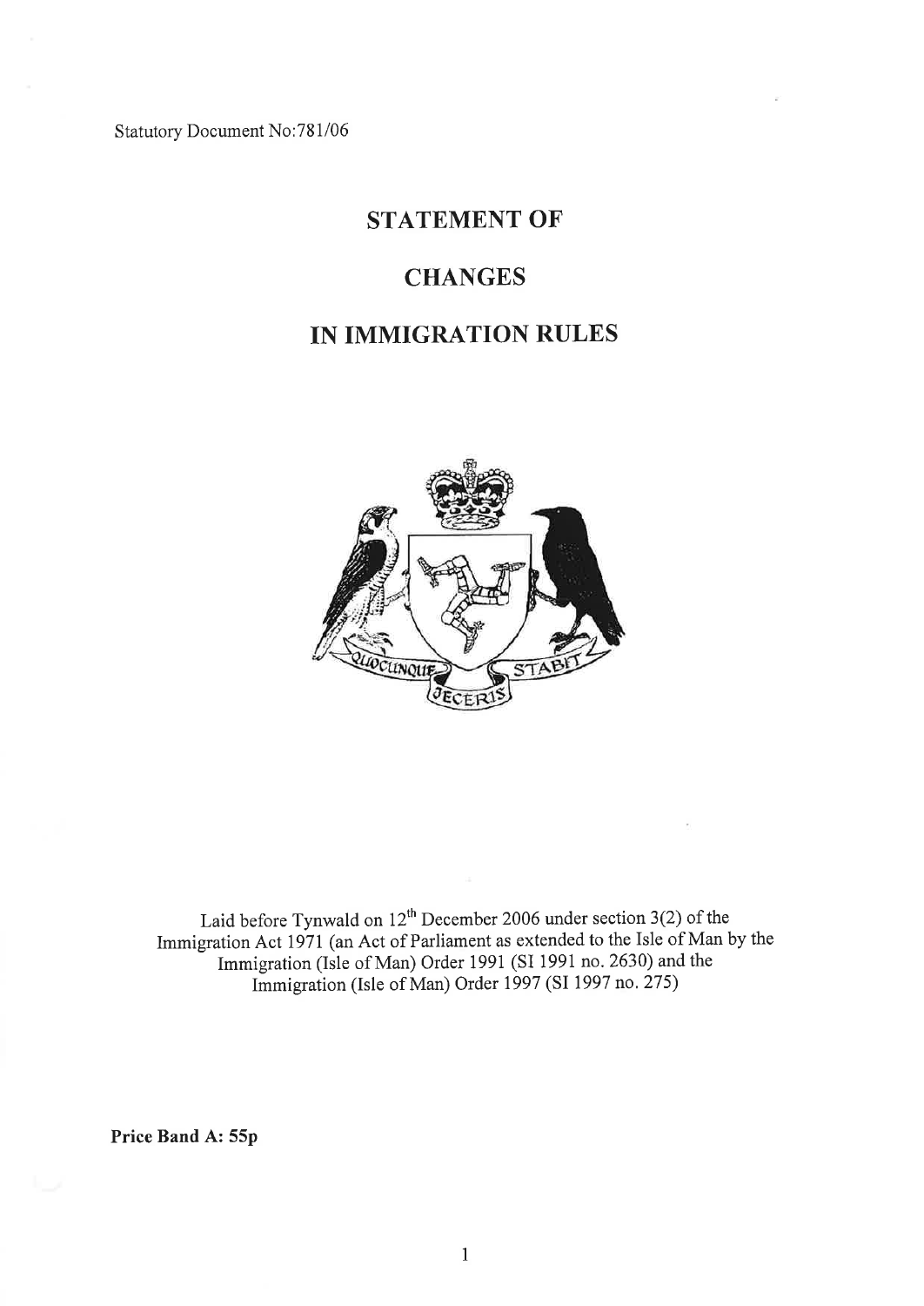Statutory Document No:781/06

# STATEMENT OF

# CHANGES

# IN IMMIGRATION RULES

Laid before Tynwald on 12th December 2006 under section 3(2) of the Immigration Act 1971 (an Act of Parliament as extended to the Isle of Man by the Immigration (Isle of Man) Order 1991 (SI 1991 no. 2630) and the Immigration (Isle of Man) Order 1997 (SI 1997 no. 275)

**Price Band A: 55p**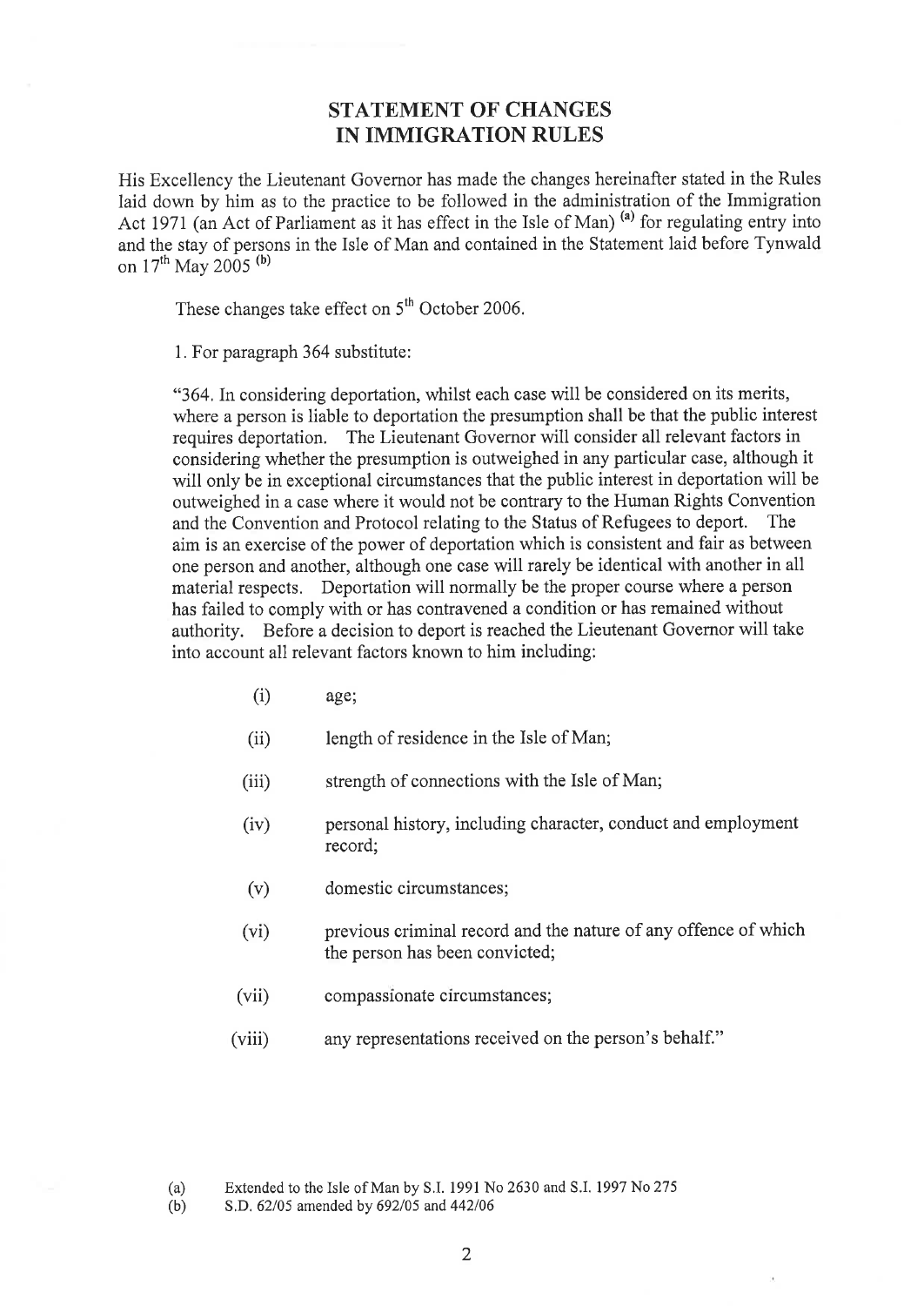## STATEMENT OF CHANGES IN IMMIGRATION RULES

His Excellency the Lieutenant Governor has made the changes hereinafter stated in the Rules laid down by him as to the practice to be followed in the administration of the Immigration Act 1971 (an Act of Parliament as it has effect in the Isle of Man) [(a)] for regulating entry into and the stay of persons in the Isle of Man and contained in the Statement laid before Tynwald on 17th May 2005 [(b)]

These changes take effect on 5th October 2006.

1. For paragraph 364 substitute:

"364. In considering deportation, whilst each case will be considered on its merits, where a person is liable to deportation the presumption shall be that the public interest requires deportation. The Lieutenant Governor will consider all relevant factors in considering whether the presumption is outweighed in any particular case, although it will only be in exceptional circumstances that the public interest in deportation will be outweighed in a case where it would not be contrary to the Human Rights Convention and the Convention and Protocol relating to the Status of Refugees to deport. The aim is an exercise of the power of deportation which is consistent and fair as between one person and another, although one case will rarely be identical with another in all material respects. Deportation will normally be the proper course where a person has failed to comply with or has contravened a condition or has remained without authority. Before a decision to deport is reached the Lieutenant Governor will take into account all relevant factors known to him including:

(i) age;

(ii) length of residence in the Isle of Man;

(iii) strength of connections with the Isle of Man;

(iv) personal history, including character, conduct and employment record;

(v) domestic circumstances;

(vi) previous criminal record and the nature of any offence of which the person has been convicted;

(vii) compassionate circumstances;

(viii) any representations received on the person's behalf."

(a) Extended to the Isle of Man by S.I. 1991 No 2630 and S.I. 1997 No 275

(b) S.D. 62/05 amended by 692/05 and 442/06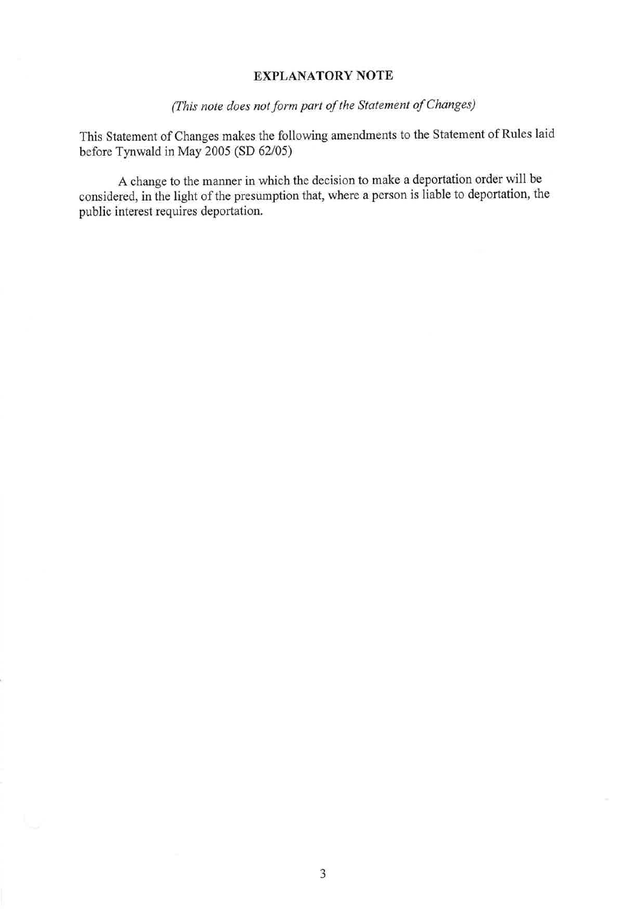## EXPLANATORY NOTE

*(This note does not form part of the Statement of Changes)*

This Statement of Changes makes the following amendments to the Statement of Rules laid before Tynwald in May 2005 (SD 62/05)

A change to the manner in which the decision to make a deportation order will be considered, in the light of the presumption that, where a person is liable to deportation, the public interest requires deportation.